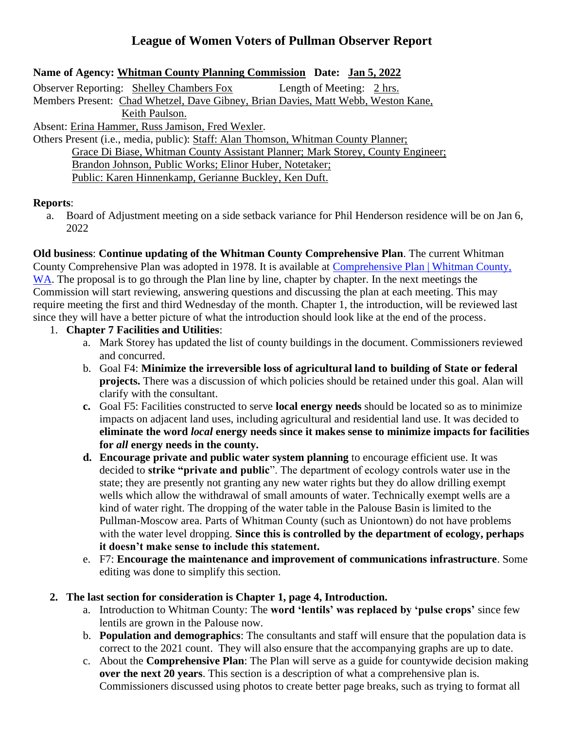# League of Women Voters of Pullman Observer Report

**Name of Agency: Whitman County Planning Commission Date: Jan 5, 2022**

Observer Reporting: Shelley Chambers Fox Length of Meeting: 2 hrs.

Members Present: Chad Whetzel, Dave Gibney, Brian Davies, Matt Webb, Weston Kane, Keith Paulson.

Absent: Erina Hammer, Russ Jamison, Fred Wexler.

Others Present (i.e., media, public): Staff: Alan Thomson, Whitman County Planner; Grace Di Biase, Whitman County Assistant Planner; Mark Storey, County Engineer; Brandon Johnson, Public Works; Elinor Huber, Notetaker; Public: Karen Hinnenkamp, Gerianne Buckley, Ken Duft.

**Reports**:

a. Board of Adjustment meeting on a side setback variance for Phil Henderson residence will be on Jan 6, 2022

**Old business**: **Continue updating of the Whitman County Comprehensive Plan**. The current Whitman County Comprehensive Plan was adopted in 1978. It is available at [Comprehensive Plan | Whitman County, WA](). The proposal is to go through the Plan line by line, chapter by chapter. In the next meetings the Commission will start reviewing, answering questions and discussing the plan at each meeting. This may require meeting the first and third Wednesday of the month. Chapter 1, the introduction, will be reviewed last since they will have a better picture of what the introduction should look like at the end of the process.

1. **Chapter 7 Facilities and Utilities**:
   a. Mark Storey has updated the list of county buildings in the document. Commissioners reviewed and concurred.
   b. Goal F4: **Minimize the irreversible loss of agricultural land to building of State or federal projects.** There was a discussion of which policies should be retained under this goal. Alan will clarify with the consultant.
   c. Goal F5: Facilities constructed to serve **local energy needs** should be located so as to minimize impacts on adjacent land uses, including agricultural and residential land use. It was decided to **eliminate the word *local* energy needs since it makes sense to minimize impacts for facilities for *all* energy needs in the county.**
   d. **Encourage private and public water system planning** to encourage efficient use. It was decided to **strike "private and public**". The department of ecology controls water use in the state; they are presently not granting any new water rights but they do allow drilling exempt wells which allow the withdrawal of small amounts of water. Technically exempt wells are a kind of water right. The dropping of the water table in the Palouse Basin is limited to the Pullman-Moscow area. Parts of Whitman County (such as Uniontown) do not have problems with the water level dropping. **Since this is controlled by the department of ecology, perhaps it doesn't make sense to include this statement.**
   e. F7: **Encourage the maintenance and improvement of communications infrastructure**. Some editing was done to simplify this section.

2. **The last section for consideration is Chapter 1, page 4, Introduction.**
   a. Introduction to Whitman County: The **word 'lentils' was replaced by 'pulse crops'** since few lentils are grown in the Palouse now.
   b. **Population and demographics**: The consultants and staff will ensure that the population data is correct to the 2021 count. They will also ensure that the accompanying graphs are up to date.
   c. About the **Comprehensive Plan**: The Plan will serve as a guide for countywide decision making **over the next 20 years**. This section is a description of what a comprehensive plan is. Commissioners discussed using photos to create better page breaks, such as trying to format all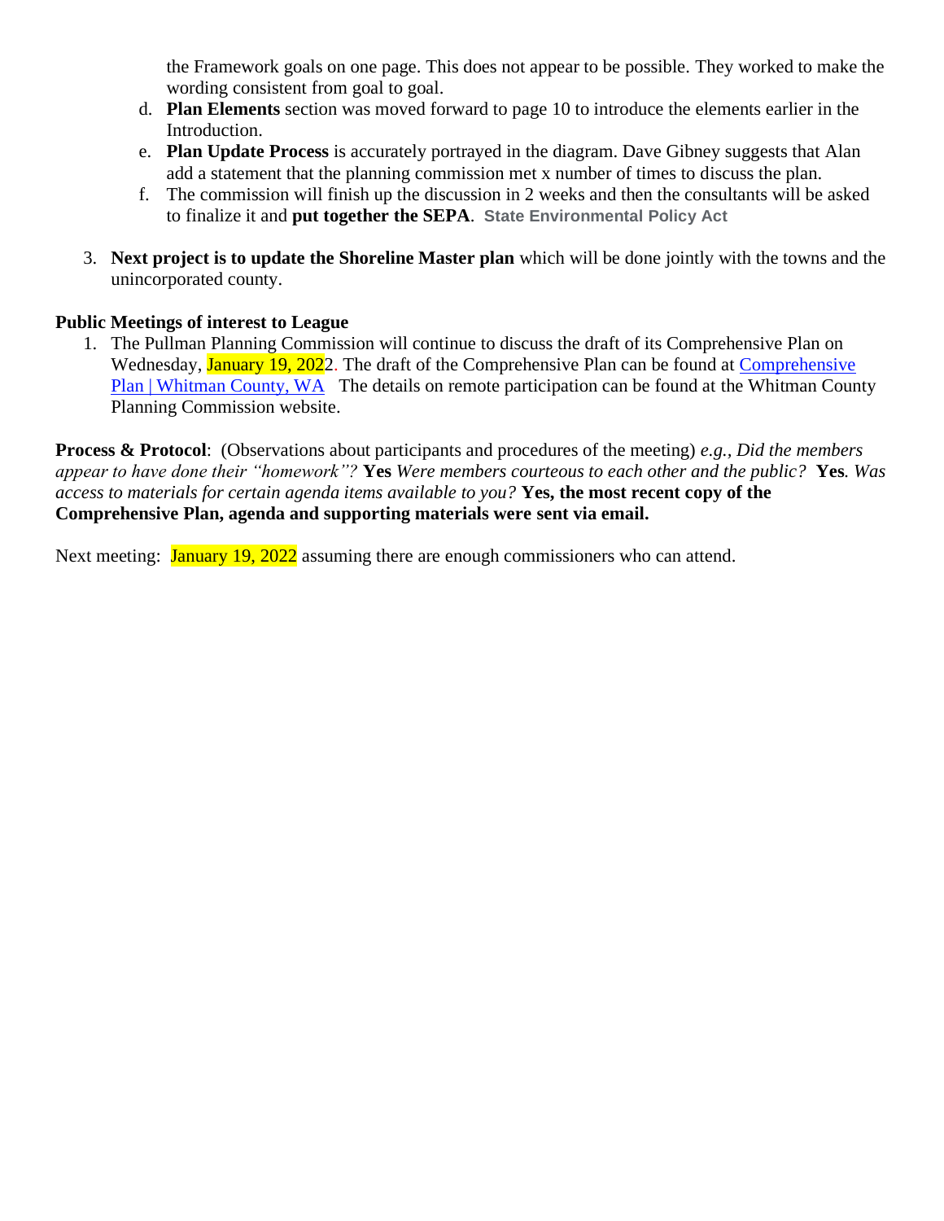the Framework goals on one page. This does not appear to be possible. They worked to make the wording consistent from goal to goal.

d. **Plan Elements** section was moved forward to page 10 to introduce the elements earlier in the Introduction.
e. **Plan Update Process** is accurately portrayed in the diagram. Dave Gibney suggests that Alan add a statement that the planning commission met x number of times to discuss the plan.
f. The commission will finish up the discussion in 2 weeks and then the consultants will be asked to finalize it and **put together the SEPA**. **State Environmental Policy Act**

3. **Next project is to update the Shoreline Master plan** which will be done jointly with the towns and the unincorporated county.

**Public Meetings of interest to League**

1. The Pullman Planning Commission will continue to discuss the draft of its Comprehensive Plan on Wednesday, January 19, 2022. The draft of the Comprehensive Plan can be found at Comprehensive Plan | Whitman County, WA The details on remote participation can be found at the Whitman County Planning Commission website.

**Process & Protocol**: (Observations about participants and procedures of the meeting) *e.g., Did the members appear to have done their "homework"?* **Yes** *Were members courteous to each other and the public?* **Yes**. *Was access to materials for certain agenda items available to you?* **Yes, the most recent copy of the Comprehensive Plan, agenda and supporting materials were sent via email.**

Next meeting: January 19, 2022 assuming there are enough commissioners who can attend.